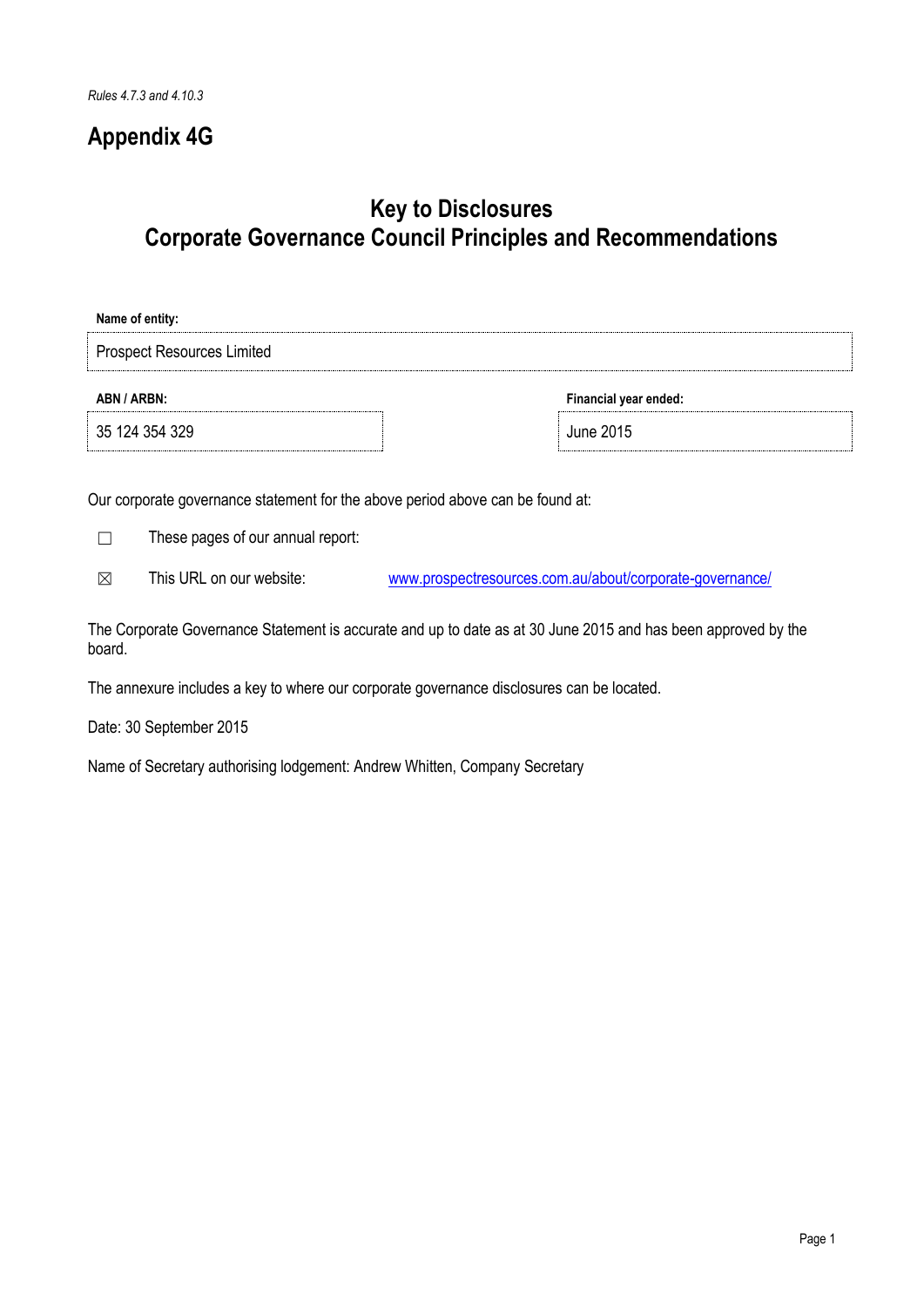*Rules 4.7.3 and 4.10.3*

# Appendix 4G

## Key to Disclosures
## Corporate Governance Council Principles and Recommendations

**Name of entity:**

Prospect Resources Limited

| **ABN / ARBN:** | **Financial year ended:** |
| --- | --- |
| 35 124 354 329 | June 2015 |

Our corporate governance statement for the above period above can be found at:

☐ These pages of our annual report:

☒ This URL on our website: www.prospectresources.com.au/about/corporate-governance/

The Corporate Governance Statement is accurate and up to date as at 30 June 2015 and has been approved by the board.

The annexure includes a key to where our corporate governance disclosures can be located.

Date: 30 September 2015

Name of Secretary authorising lodgement: Andrew Whitten, Company Secretary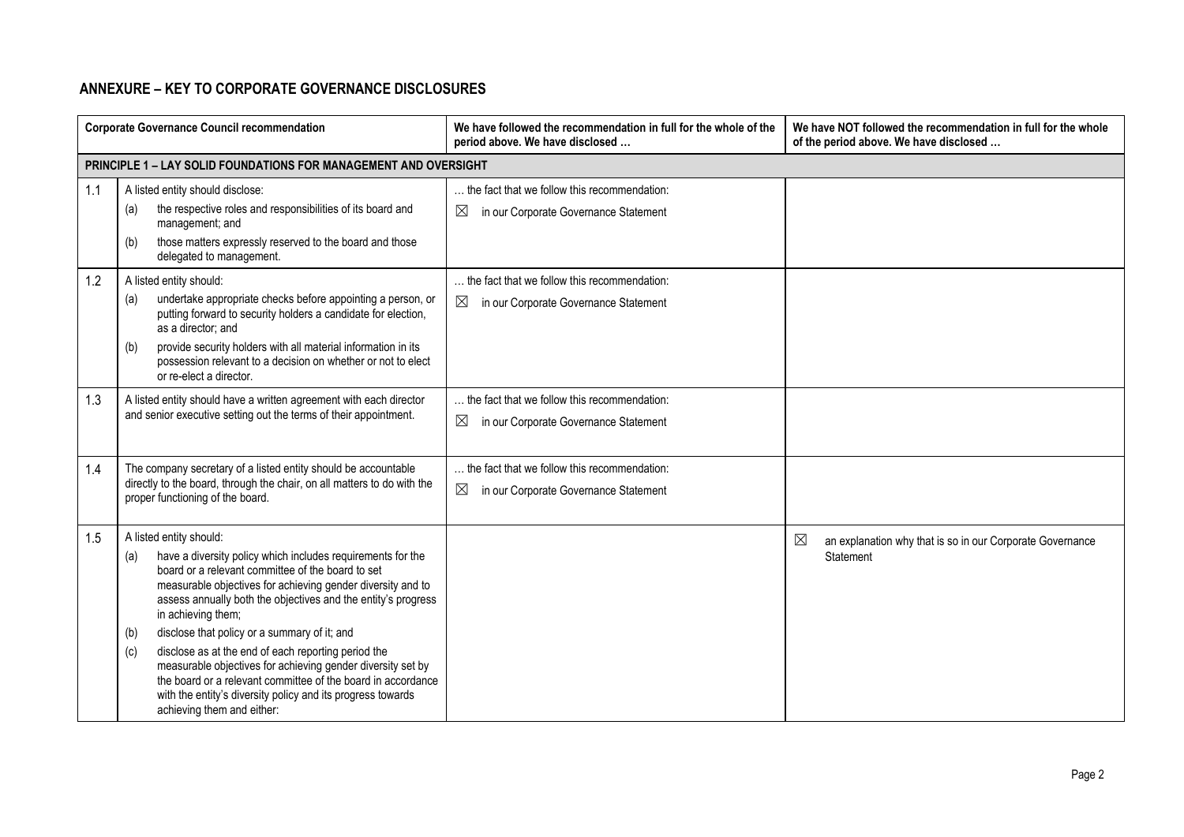## ANNEXURE – KEY TO CORPORATE GOVERNANCE DISCLOSURES

| | Corporate Governance Council recommendation | We have followed the recommendation in full for the whole of the period above. We have disclosed … | We have NOT followed the recommendation in full for the whole of the period above. We have disclosed … |
|---|---|---|---|
| **PRINCIPLE 1 – LAY SOLID FOUNDATIONS FOR MANAGEMENT AND OVERSIGHT** | | | |
| 1.1 | A listed entity should disclose:<br>(a) the respective roles and responsibilities of its board and management; and<br>(b) those matters expressly reserved to the board and those delegated to management. | … the fact that we follow this recommendation:<br>☒ in our Corporate Governance Statement | |
| 1.2 | A listed entity should:<br>(a) undertake appropriate checks before appointing a person, or putting forward to security holders a candidate for election, as a director; and<br>(b) provide security holders with all material information in its possession relevant to a decision on whether or not to elect or re-elect a director. | … the fact that we follow this recommendation:<br>☒ in our Corporate Governance Statement | |
| 1.3 | A listed entity should have a written agreement with each director and senior executive setting out the terms of their appointment. | … the fact that we follow this recommendation:<br>☒ in our Corporate Governance Statement | |
| 1.4 | The company secretary of a listed entity should be accountable directly to the board, through the chair, on all matters to do with the proper functioning of the board. | … the fact that we follow this recommendation:<br>☒ in our Corporate Governance Statement | |
| 1.5 | A listed entity should:<br>(a) have a diversity policy which includes requirements for the board or a relevant committee of the board to set measurable objectives for achieving gender diversity and to assess annually both the objectives and the entity's progress in achieving them;<br>(b) disclose that policy or a summary of it; and<br>(c) disclose as at the end of each reporting period the measurable objectives for achieving gender diversity set by the board or a relevant committee of the board in accordance with the entity's diversity policy and its progress towards achieving them and either: | | ☒ an explanation why that is so in our Corporate Governance Statement |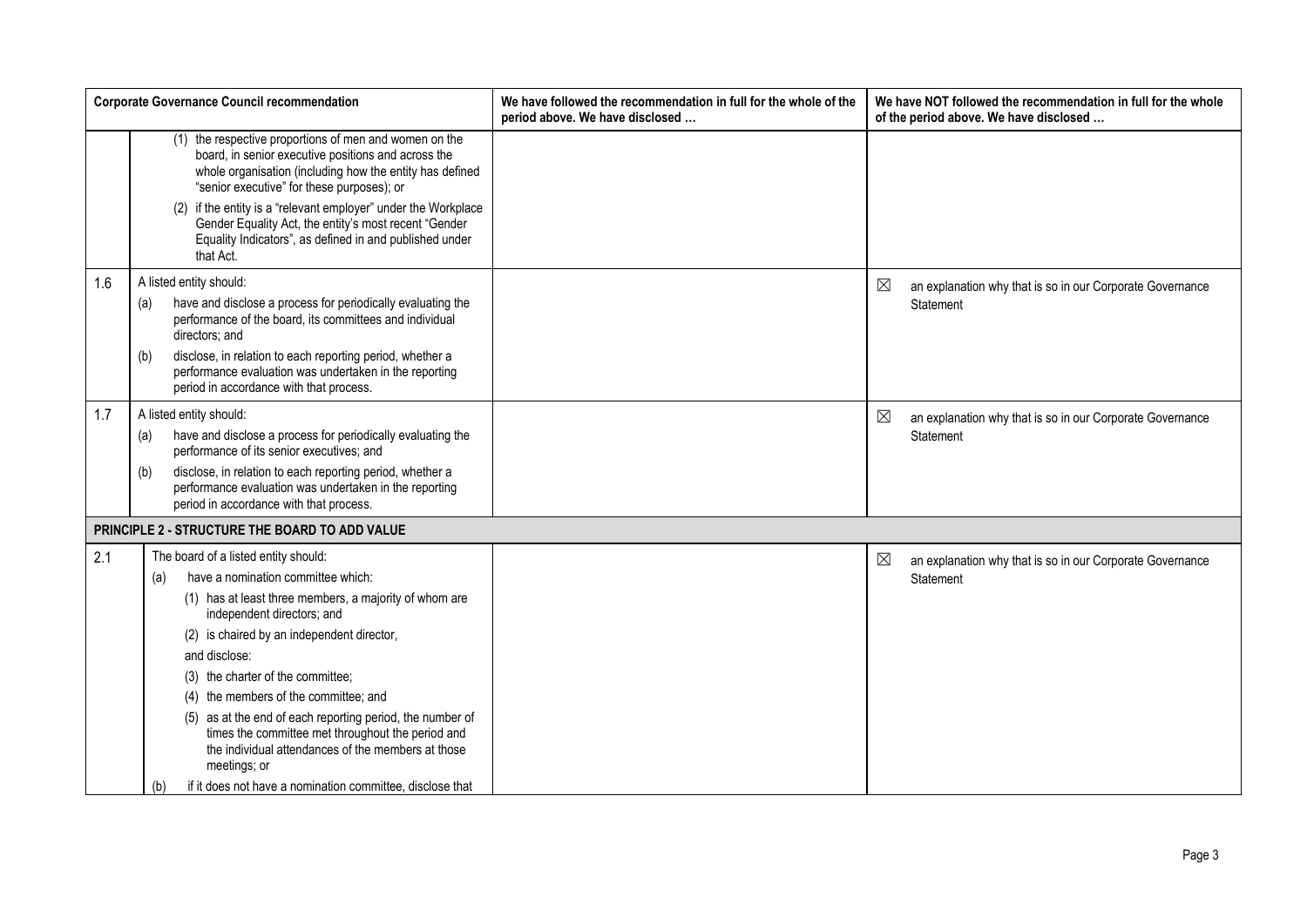| Corporate Governance Council recommendation | | We have followed the recommendation in full for the whole of the period above. We have disclosed … | We have NOT followed the recommendation in full for the whole of the period above. We have disclosed … |
|---|---|---|---|
| | (1) the respective proportions of men and women on the board, in senior executive positions and across the whole organisation (including how the entity has defined "senior executive" for these purposes); or<br>(2) if the entity is a "relevant employer" under the Workplace Gender Equality Act, the entity's most recent "Gender Equality Indicators", as defined in and published under that Act. | | |
| 1.6 | A listed entity should:<br>(a) have and disclose a process for periodically evaluating the performance of the board, its committees and individual directors; and<br>(b) disclose, in relation to each reporting period, whether a performance evaluation was undertaken in the reporting period in accordance with that process. | | ☒ an explanation why that is so in our Corporate Governance Statement |
| 1.7 | A listed entity should:<br>(a) have and disclose a process for periodically evaluating the performance of its senior executives; and<br>(b) disclose, in relation to each reporting period, whether a performance evaluation was undertaken in the reporting period in accordance with that process. | | ☒ an explanation why that is so in our Corporate Governance Statement |
| **PRINCIPLE 2 - STRUCTURE THE BOARD TO ADD VALUE** | | | |
| 2.1 | The board of a listed entity should:<br>(a) have a nomination committee which:<br>(1) has at least three members, a majority of whom are independent directors; and<br>(2) is chaired by an independent director,<br>and disclose:<br>(3) the charter of the committee;<br>(4) the members of the committee; and<br>(5) as at the end of each reporting period, the number of times the committee met throughout the period and the individual attendances of the members at those meetings; or<br>(b) if it does not have a nomination committee, disclose that | | ☒ an explanation why that is so in our Corporate Governance Statement |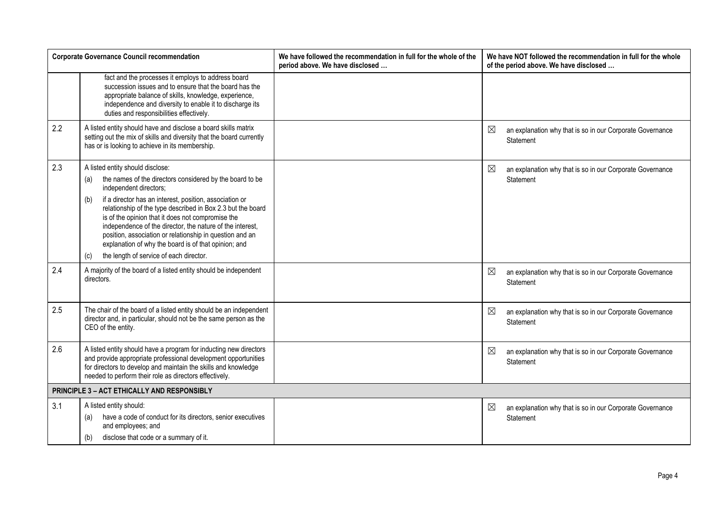| Corporate Governance Council recommendation | | We have followed the recommendation in full for the whole of the period above. We have disclosed … | We have NOT followed the recommendation in full for the whole of the period above. We have disclosed … |
|---|---|---|---|
| | fact and the processes it employs to address board succession issues and to ensure that the board has the appropriate balance of skills, knowledge, experience, independence and diversity to enable it to discharge its duties and responsibilities effectively. | | |
| 2.2 | A listed entity should have and disclose a board skills matrix setting out the mix of skills and diversity that the board currently has or is looking to achieve in its membership. | | ☒ an explanation why that is so in our Corporate Governance Statement |
| 2.3 | A listed entity should disclose:<br>(a) the names of the directors considered by the board to be independent directors;<br>(b) if a director has an interest, position, association or relationship of the type described in Box 2.3 but the board is of the opinion that it does not compromise the independence of the director, the nature of the interest, position, association or relationship in question and an explanation of why the board is of that opinion; and<br>(c) the length of service of each director. | | ☒ an explanation why that is so in our Corporate Governance Statement |
| 2.4 | A majority of the board of a listed entity should be independent directors. | | ☒ an explanation why that is so in our Corporate Governance Statement |
| 2.5 | The chair of the board of a listed entity should be an independent director and, in particular, should not be the same person as the CEO of the entity. | | ☒ an explanation why that is so in our Corporate Governance Statement |
| 2.6 | A listed entity should have a program for inducting new directors and provide appropriate professional development opportunities for directors to develop and maintain the skills and knowledge needed to perform their role as directors effectively. | | ☒ an explanation why that is so in our Corporate Governance Statement |
| **PRINCIPLE 3 – ACT ETHICALLY AND RESPONSIBLY** | | | |
| 3.1 | A listed entity should:<br>(a) have a code of conduct for its directors, senior executives and employees; and<br>(b) disclose that code or a summary of it. | | ☒ an explanation why that is so in our Corporate Governance Statement |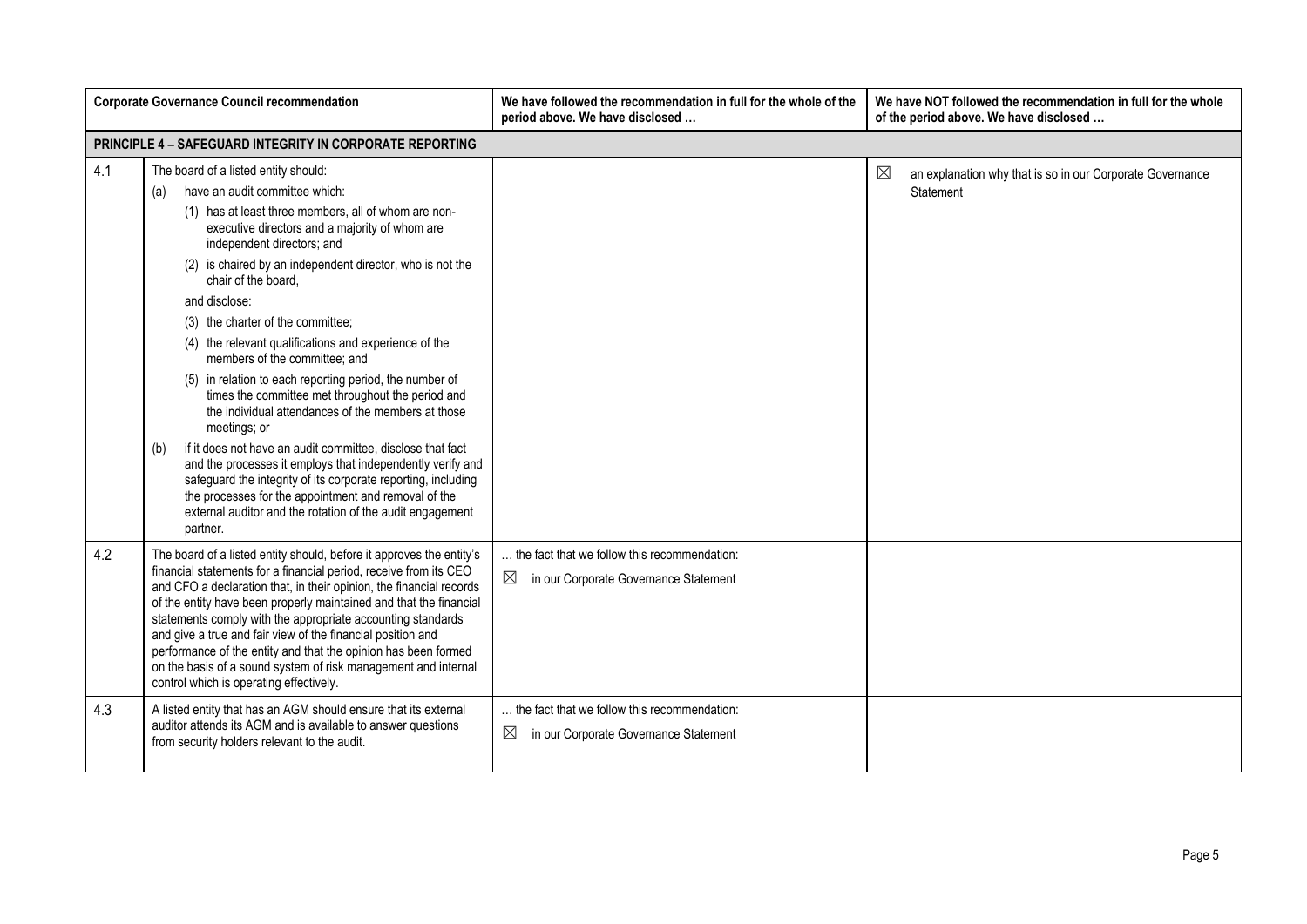| Corporate Governance Council recommendation | | We have followed the recommendation in full for the whole of the period above. We have disclosed … | We have NOT followed the recommendation in full for the whole of the period above. We have disclosed … |
|---|---|---|---|
| **PRINCIPLE 4 – SAFEGUARD INTEGRITY IN CORPORATE REPORTING** | | | |
| 4.1 | The board of a listed entity should:<br>(a) have an audit committee which:<br>(1) has at least three members, all of whom are non-executive directors and a majority of whom are independent directors; and<br>(2) is chaired by an independent director, who is not the chair of the board,<br>and disclose:<br>(3) the charter of the committee;<br>(4) the relevant qualifications and experience of the members of the committee; and<br>(5) in relation to each reporting period, the number of times the committee met throughout the period and the individual attendances of the members at those meetings; or<br>(b) if it does not have an audit committee, disclose that fact and the processes it employs that independently verify and safeguard the integrity of its corporate reporting, including the processes for the appointment and removal of the external auditor and the rotation of the audit engagement partner. | | ☒ an explanation why that is so in our Corporate Governance Statement |
| 4.2 | The board of a listed entity should, before it approves the entity's financial statements for a financial period, receive from its CEO and CFO a declaration that, in their opinion, the financial records of the entity have been properly maintained and that the financial statements comply with the appropriate accounting standards and give a true and fair view of the financial position and performance of the entity and that the opinion has been formed on the basis of a sound system of risk management and internal control which is operating effectively. | … the fact that we follow this recommendation:<br>☒ in our Corporate Governance Statement | |
| 4.3 | A listed entity that has an AGM should ensure that its external auditor attends its AGM and is available to answer questions from security holders relevant to the audit. | … the fact that we follow this recommendation:<br>☒ in our Corporate Governance Statement | |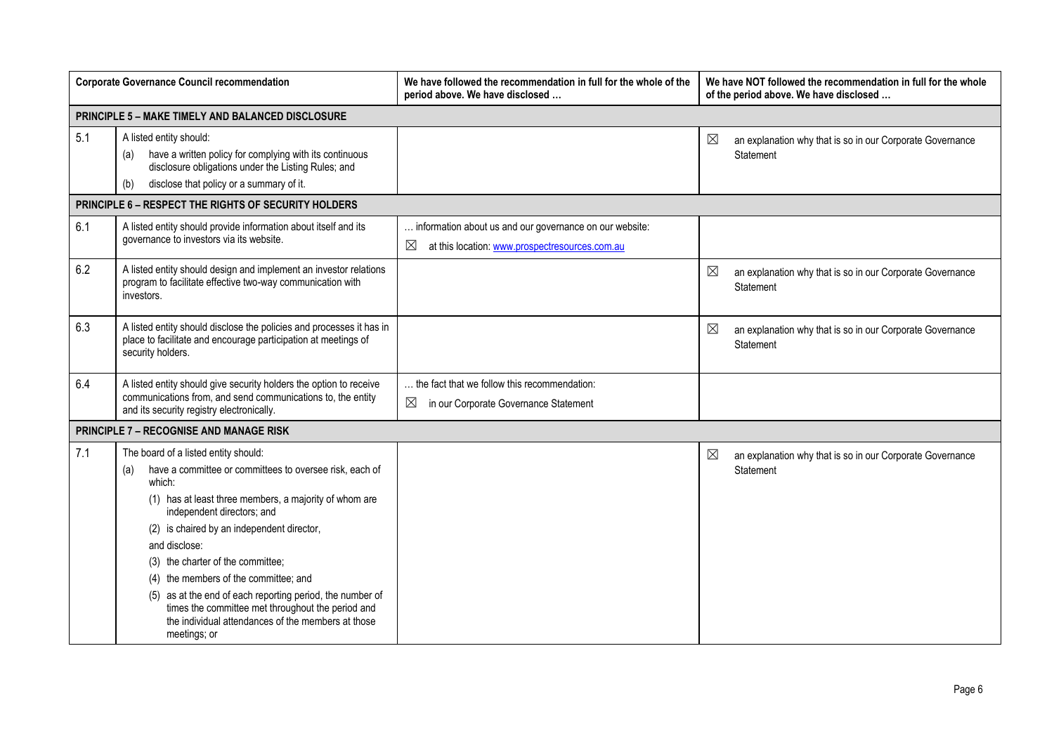| Corporate Governance Council recommendation | | We have followed the recommendation in full for the whole of the period above. We have disclosed … | We have NOT followed the recommendation in full for the whole of the period above. We have disclosed … |
|---|---|---|---|
| **PRINCIPLE 5 – MAKE TIMELY AND BALANCED DISCLOSURE** | | | |
| 5.1 | A listed entity should:<br>(a) have a written policy for complying with its continuous disclosure obligations under the Listing Rules; and<br>(b) disclose that policy or a summary of it. | | ☒ an explanation why that is so in our Corporate Governance Statement |
| **PRINCIPLE 6 – RESPECT THE RIGHTS OF SECURITY HOLDERS** | | | |
| 6.1 | A listed entity should provide information about itself and its governance to investors via its website. | … information about us and our governance on our website:<br>☒ at this location: [www.prospectresources.com.au](www.prospectresources.com.au) | |
| 6.2 | A listed entity should design and implement an investor relations program to facilitate effective two-way communication with investors. | | ☒ an explanation why that is so in our Corporate Governance Statement |
| 6.3 | A listed entity should disclose the policies and processes it has in place to facilitate and encourage participation at meetings of security holders. | | ☒ an explanation why that is so in our Corporate Governance Statement |
| 6.4 | A listed entity should give security holders the option to receive communications from, and send communications to, the entity and its security registry electronically. | … the fact that we follow this recommendation:<br>☒ in our Corporate Governance Statement | |
| **PRINCIPLE 7 – RECOGNISE AND MANAGE RISK** | | | |
| 7.1 | The board of a listed entity should:<br>(a) have a committee or committees to oversee risk, each of which:<br>(1) has at least three members, a majority of whom are independent directors; and<br>(2) is chaired by an independent director,<br>and disclose:<br>(3) the charter of the committee;<br>(4) the members of the committee; and<br>(5) as at the end of each reporting period, the number of times the committee met throughout the period and the individual attendances of the members at those meetings; or | | ☒ an explanation why that is so in our Corporate Governance Statement |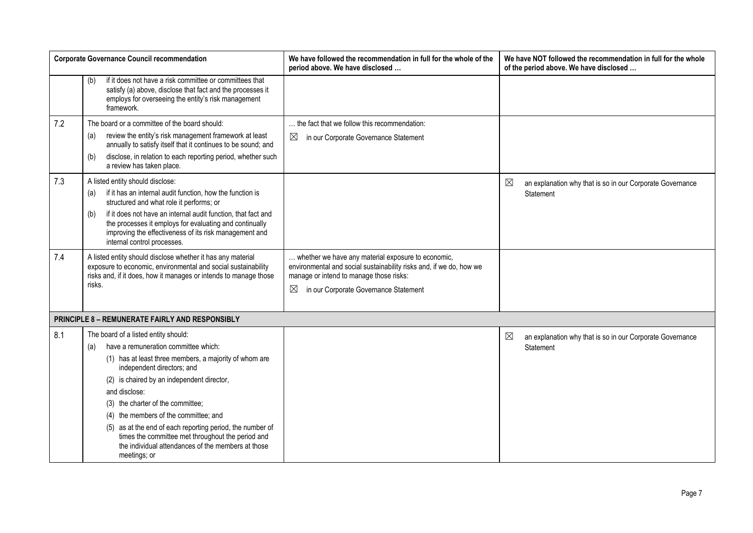| | Corporate Governance Council recommendation | We have followed the recommendation in full for the whole of the period above. We have disclosed … | We have NOT followed the recommendation in full for the whole of the period above. We have disclosed … |
|---|---|---|---|
| | (b) if it does not have a risk committee or committees that satisfy (a) above, disclose that fact and the processes it employs for overseeing the entity's risk management framework. | | |
| 7.2 | The board or a committee of the board should:<br>(a) review the entity's risk management framework at least annually to satisfy itself that it continues to be sound; and<br>(b) disclose, in relation to each reporting period, whether such a review has taken place. | … the fact that we follow this recommendation:<br>☒ in our Corporate Governance Statement | |
| 7.3 | A listed entity should disclose:<br>(a) if it has an internal audit function, how the function is structured and what role it performs; or<br>(b) if it does not have an internal audit function, that fact and the processes it employs for evaluating and continually improving the effectiveness of its risk management and internal control processes. | | ☒ an explanation why that is so in our Corporate Governance Statement |
| 7.4 | A listed entity should disclose whether it has any material exposure to economic, environmental and social sustainability risks and, if it does, how it manages or intends to manage those risks. | … whether we have any material exposure to economic, environmental and social sustainability risks and, if we do, how we manage or intend to manage those risks:<br>☒ in our Corporate Governance Statement | |
| **PRINCIPLE 8 – REMUNERATE FAIRLY AND RESPONSIBLY** | | | |
| 8.1 | The board of a listed entity should:<br>(a) have a remuneration committee which:<br>(1) has at least three members, a majority of whom are independent directors; and<br>(2) is chaired by an independent director,<br>and disclose:<br>(3) the charter of the committee;<br>(4) the members of the committee; and<br>(5) as at the end of each reporting period, the number of times the committee met throughout the period and the individual attendances of the members at those meetings; or | | ☒ an explanation why that is so in our Corporate Governance Statement |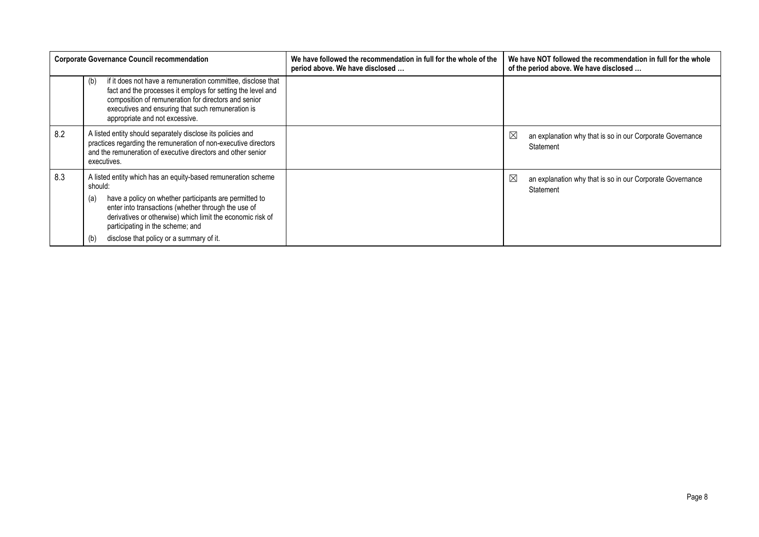| | Corporate Governance Council recommendation | We have followed the recommendation in full for the whole of the period above. We have disclosed … | We have NOT followed the recommendation in full for the whole of the period above. We have disclosed … |
|---|---|---|---|
| | (b) if it does not have a remuneration committee, disclose that fact and the processes it employs for setting the level and composition of remuneration for directors and senior executives and ensuring that such remuneration is appropriate and not excessive. | | |
| 8.2 | A listed entity should separately disclose its policies and practices regarding the remuneration of non-executive directors and the remuneration of executive directors and other senior executives. | | ☒ an explanation why that is so in our Corporate Governance Statement |
| 8.3 | A listed entity which has an equity-based remuneration scheme should:<br>(a) have a policy on whether participants are permitted to enter into transactions (whether through the use of derivatives or otherwise) which limit the economic risk of participating in the scheme; and<br>(b) disclose that policy or a summary of it. | | ☒ an explanation why that is so in our Corporate Governance Statement |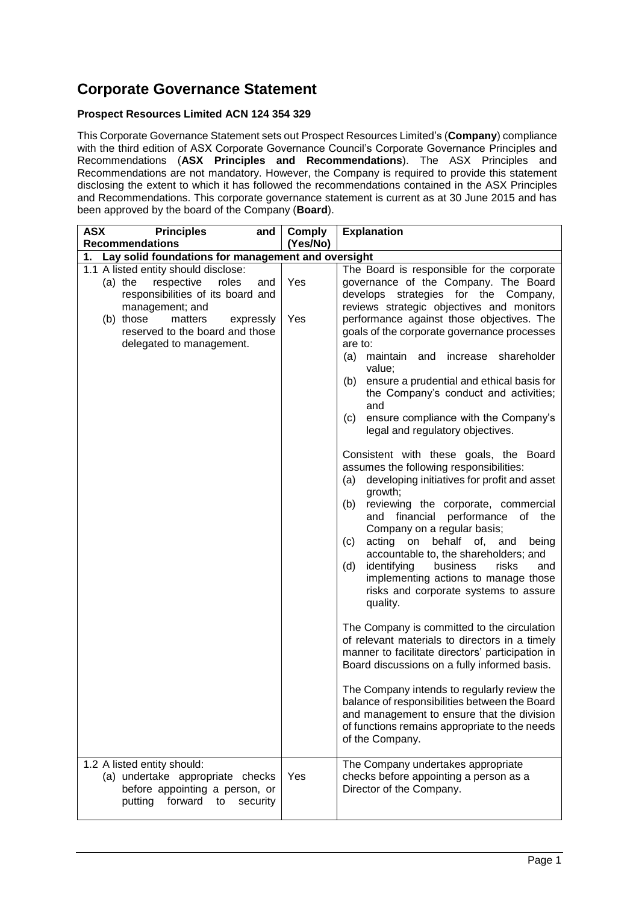# Corporate Governance Statement

**Prospect Resources Limited ACN 124 354 329**

This Corporate Governance Statement sets out Prospect Resources Limited's (**Company**) compliance with the third edition of ASX Corporate Governance Council's Corporate Governance Principles and Recommendations (**ASX Principles and Recommendations**). The ASX Principles and Recommendations are not mandatory. However, the Company is required to provide this statement disclosing the extent to which it has followed the recommendations contained in the ASX Principles and Recommendations. This corporate governance statement is current as at 30 June 2015 and has been approved by the board of the Company (**Board**).

| ASX Principles and Recommendations | Comply (Yes/No) | Explanation |
|---|---|---|
| **1. Lay solid foundations for management and oversight** | | |
| 1.1 A listed entity should disclose:<br>(a) the respective roles and responsibilities of its board and management; and<br>(b) those matters expressly reserved to the board and those delegated to management. | Yes<br><br><br>Yes | The Board is responsible for the corporate governance of the Company. The Board develops strategies for the Company, reviews strategic objectives and monitors performance against those objectives. The goals of the corporate governance processes are to:<br>(a) maintain and increase shareholder value;<br>(b) ensure a prudential and ethical basis for the Company's conduct and activities; and<br>(c) ensure compliance with the Company's legal and regulatory objectives.<br><br>Consistent with these goals, the Board assumes the following responsibilities:<br>(a) developing initiatives for profit and asset growth;<br>(b) reviewing the corporate, commercial and financial performance of the Company on a regular basis;<br>(c) acting on behalf of, and being accountable to, the shareholders; and<br>(d) identifying business risks and implementing actions to manage those risks and corporate systems to assure quality.<br><br>The Company is committed to the circulation of relevant materials to directors in a timely manner to facilitate directors' participation in Board discussions on a fully informed basis.<br><br>The Company intends to regularly review the balance of responsibilities between the Board and management to ensure that the division of functions remains appropriate to the needs of the Company. |
| 1.2 A listed entity should:<br>(a) undertake appropriate checks before appointing a person, or putting forward to security | Yes | The Company undertakes appropriate checks before appointing a person as a Director of the Company. |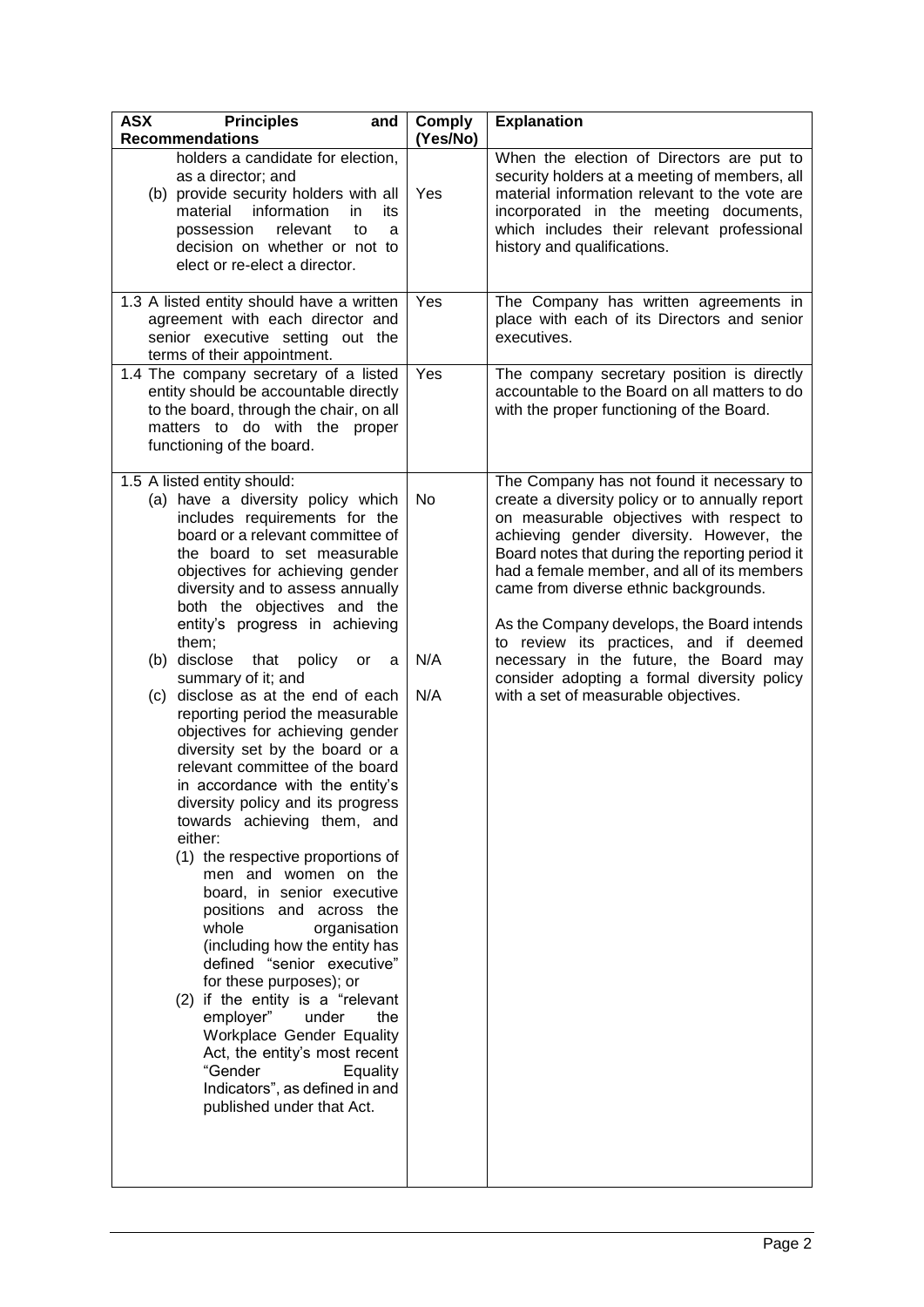| ASX Principles and Recommendations | Comply (Yes/No) | Explanation |
|---|---|---|
| holders a candidate for election, as a director; and<br>(b) provide security holders with all material information in its possession relevant to a decision on whether or not to elect or re-elect a director. | Yes | When the election of Directors are put to security holders at a meeting of members, all material information relevant to the vote are incorporated in the meeting documents, which includes their relevant professional history and qualifications. |
| 1.3 A listed entity should have a written agreement with each director and senior executive setting out the terms of their appointment. | Yes | The Company has written agreements in place with each of its Directors and senior executives. |
| 1.4 The company secretary of a listed entity should be accountable directly to the board, through the chair, on all matters to do with the proper functioning of the board. | Yes | The company secretary position is directly accountable to the Board on all matters to do with the proper functioning of the Board. |
| 1.5 A listed entity should:<br>(a) have a diversity policy which includes requirements for the board or a relevant committee of the board to set measurable objectives for achieving gender diversity and to assess annually both the objectives and the entity's progress in achieving them;<br>(b) disclose that policy or a summary of it; and<br>(c) disclose as at the end of each reporting period the measurable objectives for achieving gender diversity set by the board or a relevant committee of the board in accordance with the entity's diversity policy and its progress towards achieving them, and either:<br>(1) the respective proportions of men and women on the board, in senior executive positions and across the whole organisation (including how the entity has defined "senior executive" for these purposes); or<br>(2) if the entity is a "relevant employer" under the Workplace Gender Equality Act, the entity's most recent "Gender Equality Indicators", as defined in and published under that Act. | No<br><br>N/A<br><br>N/A | The Company has not found it necessary to create a diversity policy or to annually report on measurable objectives with respect to achieving gender diversity. However, the Board notes that during the reporting period it had a female member, and all of its members came from diverse ethnic backgrounds.<br><br>As the Company develops, the Board intends to review its practices, and if deemed necessary in the future, the Board may consider adopting a formal diversity policy with a set of measurable objectives. |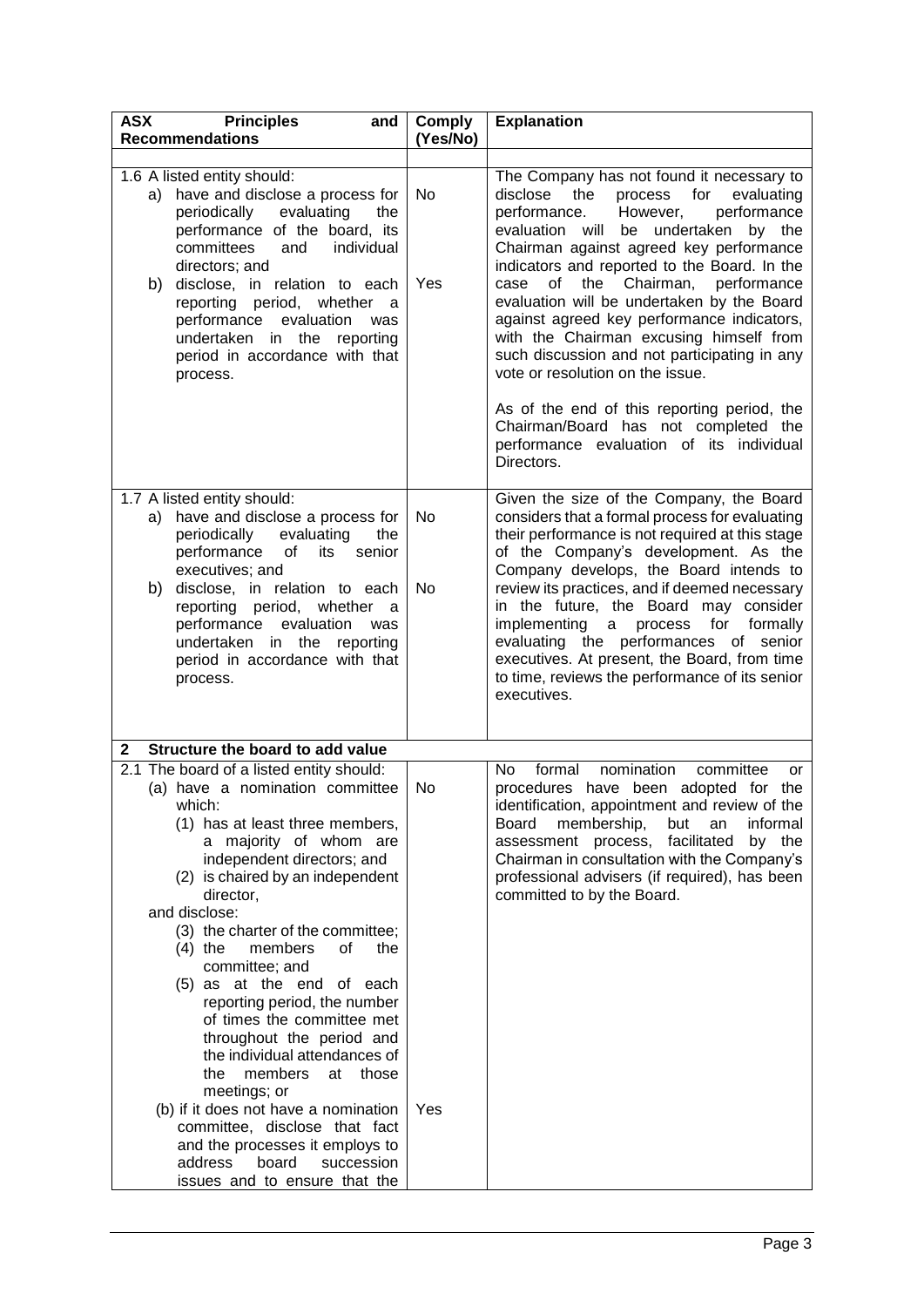| ASX Principles and Recommendations | Comply (Yes/No) | Explanation |
|---|---|---|
| 1.6 A listed entity should:<br>a) have and disclose a process for periodically evaluating the performance of the board, its committees and individual directors; and<br>b) disclose, in relation to each reporting period, whether a performance evaluation was undertaken in the reporting period in accordance with that process. | No<br><br><br><br>Yes | The Company has not found it necessary to disclose the process for evaluating performance. However, performance evaluation will be undertaken by the Chairman against agreed key performance indicators and reported to the Board. In the case of the Chairman, performance evaluation will be undertaken by the Board against agreed key performance indicators, with the Chairman excusing himself from such discussion and not participating in any vote or resolution on the issue.<br><br>As of the end of this reporting period, the Chairman/Board has not completed the performance evaluation of its individual Directors. |
| 1.7 A listed entity should:<br>a) have and disclose a process for periodically evaluating the performance of its senior executives; and<br>b) disclose, in relation to each reporting period, whether a performance evaluation was undertaken in the reporting period in accordance with that process. | No<br><br><br>No | Given the size of the Company, the Board considers that a formal process for evaluating their performance is not required at this stage of the Company's development. As the Company develops, the Board intends to review its practices, and if deemed necessary in the future, the Board may consider implementing a process for formally evaluating the performances of senior executives. At present, the Board, from time to time, reviews the performance of its senior executives. |
| **2 Structure the board to add value** | | |
| 2.1 The board of a listed entity should:<br>(a) have a nomination committee which:<br>(1) has at least three members, a majority of whom are independent directors; and<br>(2) is chaired by an independent director,<br>and disclose:<br>(3) the charter of the committee;<br>(4) the members of the committee; and<br>(5) as at the end of each reporting period, the number of times the committee met throughout the period and the individual attendances of the members at those meetings; or<br>(b) if it does not have a nomination committee, disclose that fact and the processes it employs to address board succession issues and to ensure that the | No<br><br><br><br><br><br><br><br><br><br><br><br><br>Yes | No formal nomination committee or procedures have been adopted for the identification, appointment and review of the Board membership, but an informal assessment process, facilitated by the Chairman in consultation with the Company's professional advisers (if required), has been committed to by the Board. |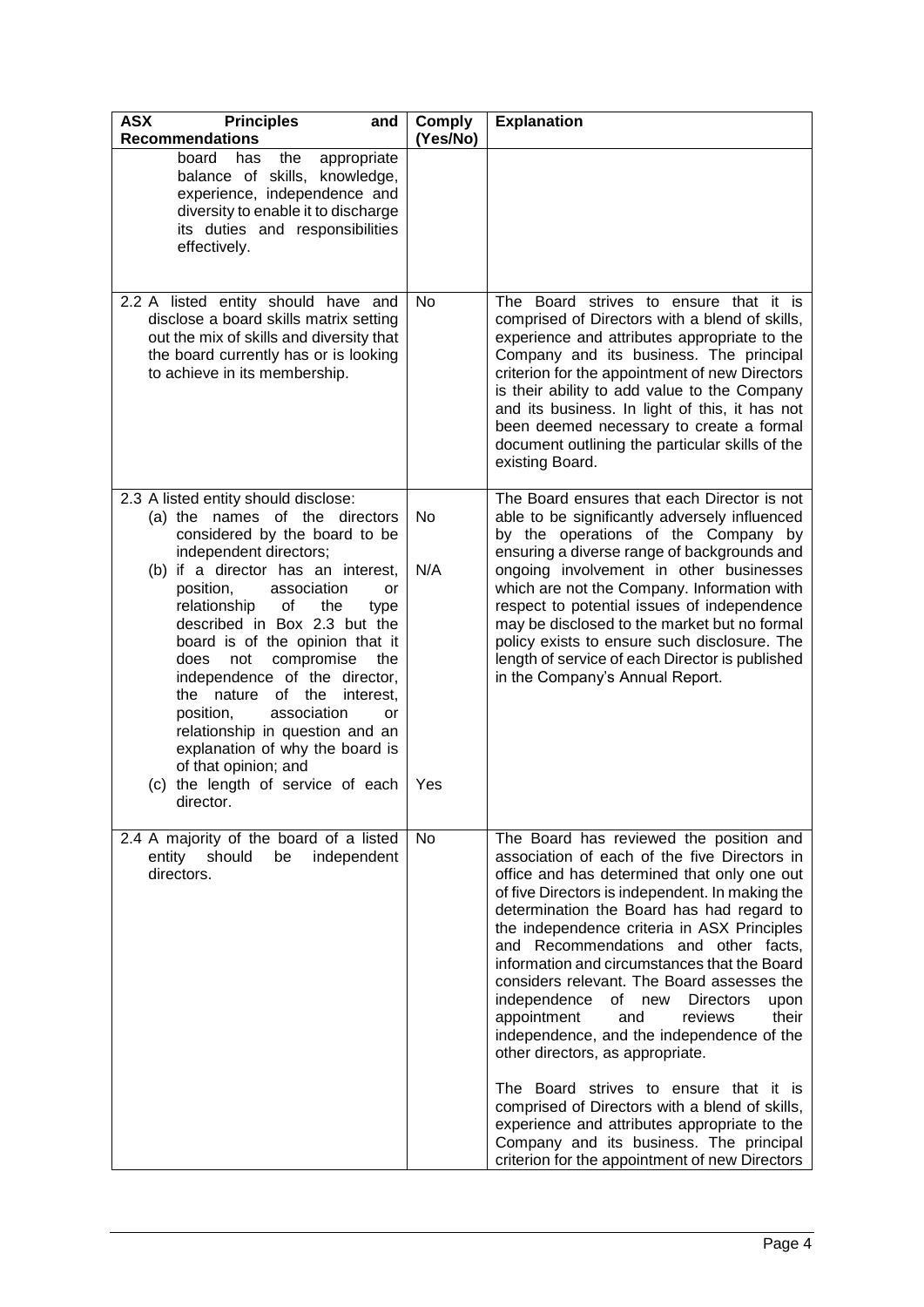| ASX Principles and Recommendations | Comply (Yes/No) | Explanation |
|---|---|---|
| board has the appropriate balance of skills, knowledge, experience, independence and diversity to enable it to discharge its duties and responsibilities effectively. | | |
| 2.2 A listed entity should have and disclose a board skills matrix setting out the mix of skills and diversity that the board currently has or is looking to achieve in its membership. | No | The Board strives to ensure that it is comprised of Directors with a blend of skills, experience and attributes appropriate to the Company and its business. The principal criterion for the appointment of new Directors is their ability to add value to the Company and its business. In light of this, it has not been deemed necessary to create a formal document outlining the particular skills of the existing Board. |
| 2.3 A listed entity should disclose:<br>(a) the names of the directors considered by the board to be independent directors;<br>(b) if a director has an interest, position, association or relationship of the type described in Box 2.3 but the board is of the opinion that it does not compromise the independence of the director, the nature of the interest, position, association or relationship in question and an explanation of why the board is of that opinion; and<br>(c) the length of service of each director. | No<br><br>N/A<br><br><br><br><br><br><br><br><br><br>Yes | The Board ensures that each Director is not able to be significantly adversely influenced by the operations of the Company by ensuring a diverse range of backgrounds and ongoing involvement in other businesses which are not the Company. Information with respect to potential issues of independence may be disclosed to the market but no formal policy exists to ensure such disclosure. The length of service of each Director is published in the Company's Annual Report. |
| 2.4 A majority of the board of a listed entity should be independent directors. | No | The Board has reviewed the position and association of each of the five Directors in office and has determined that only one out of five Directors is independent. In making the determination the Board has had regard to the independence criteria in ASX Principles and Recommendations and other facts, information and circumstances that the Board considers relevant. The Board assesses the independence of new Directors upon appointment and reviews their independence, and the independence of the other directors, as appropriate.<br><br>The Board strives to ensure that it is comprised of Directors with a blend of skills, experience and attributes appropriate to the Company and its business. The principal criterion for the appointment of new Directors |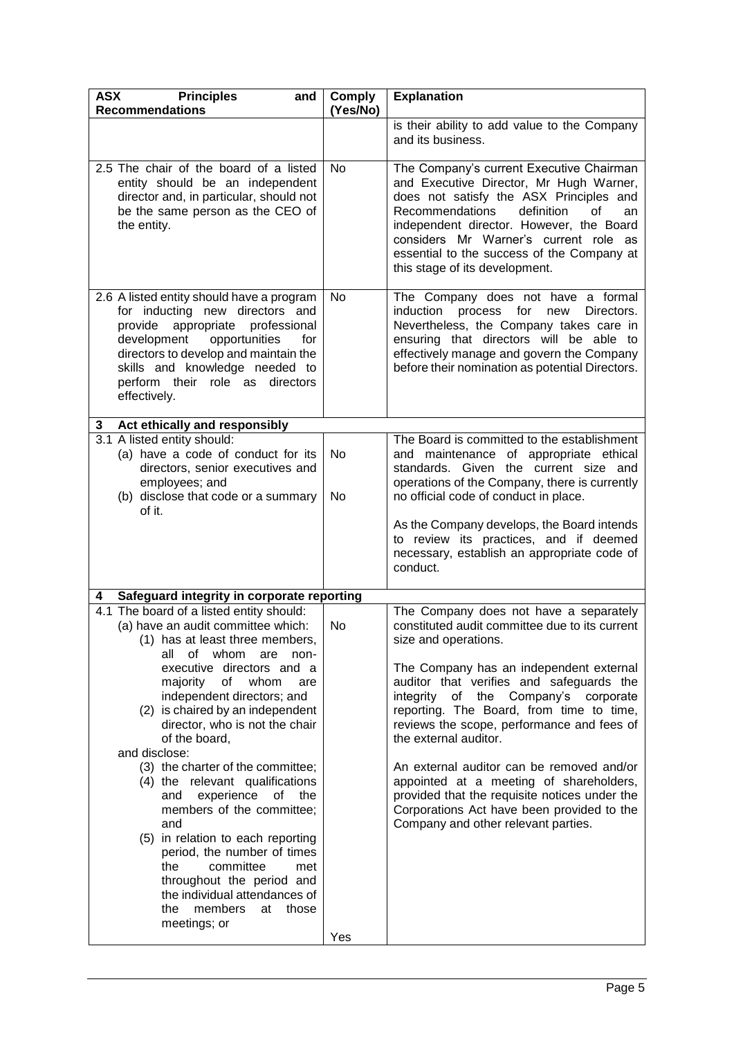| ASX Principles and Recommendations | Comply (Yes/No) | Explanation |
|---|---|---|
| | | is their ability to add value to the Company and its business. |
| 2.5 The chair of the board of a listed entity should be an independent director and, in particular, should not be the same person as the CEO of the entity. | No | The Company's current Executive Chairman and Executive Director, Mr Hugh Warner, does not satisfy the ASX Principles and Recommendations definition of an independent director. However, the Board considers Mr Warner's current role as essential to the success of the Company at this stage of its development. |
| 2.6 A listed entity should have a program for inducting new directors and provide appropriate professional development opportunities for directors to develop and maintain the skills and knowledge needed to perform their role as directors effectively. | No | The Company does not have a formal induction process for new Directors. Nevertheless, the Company takes care in ensuring that directors will be able to effectively manage and govern the Company before their nomination as potential Directors. |
| **3 Act ethically and responsibly** | | |
| 3.1 A listed entity should:<br>(a) have a code of conduct for its directors, senior executives and employees; and<br>(b) disclose that code or a summary of it. | No<br><br>No | The Board is committed to the establishment and maintenance of appropriate ethical standards. Given the current size and operations of the Company, there is currently no official code of conduct in place.<br><br>As the Company develops, the Board intends to review its practices, and if deemed necessary, establish an appropriate code of conduct. |
| **4 Safeguard integrity in corporate reporting** | | |
| 4.1 The board of a listed entity should:<br>(a) have an audit committee which:<br>(1) has at least three members, all of whom are non-executive directors and a majority of whom are independent directors; and<br>(2) is chaired by an independent director, who is not the chair of the board,<br>and disclose:<br>(3) the charter of the committee;<br>(4) the relevant qualifications and experience of the members of the committee; and<br>(5) in relation to each reporting period, the number of times the committee met throughout the period and the individual attendances of the members at those meetings; or | No<br><br><br><br><br><br><br><br><br><br><br><br><br><br>Yes | The Company does not have a separately constituted audit committee due to its current size and operations.<br><br>The Company has an independent external auditor that verifies and safeguards the integrity of the Company's corporate reporting. The Board, from time to time, reviews the scope, performance and fees of the external auditor.<br><br>An external auditor can be removed and/or appointed at a meeting of shareholders, provided that the requisite notices under the Corporations Act have been provided to the Company and other relevant parties. |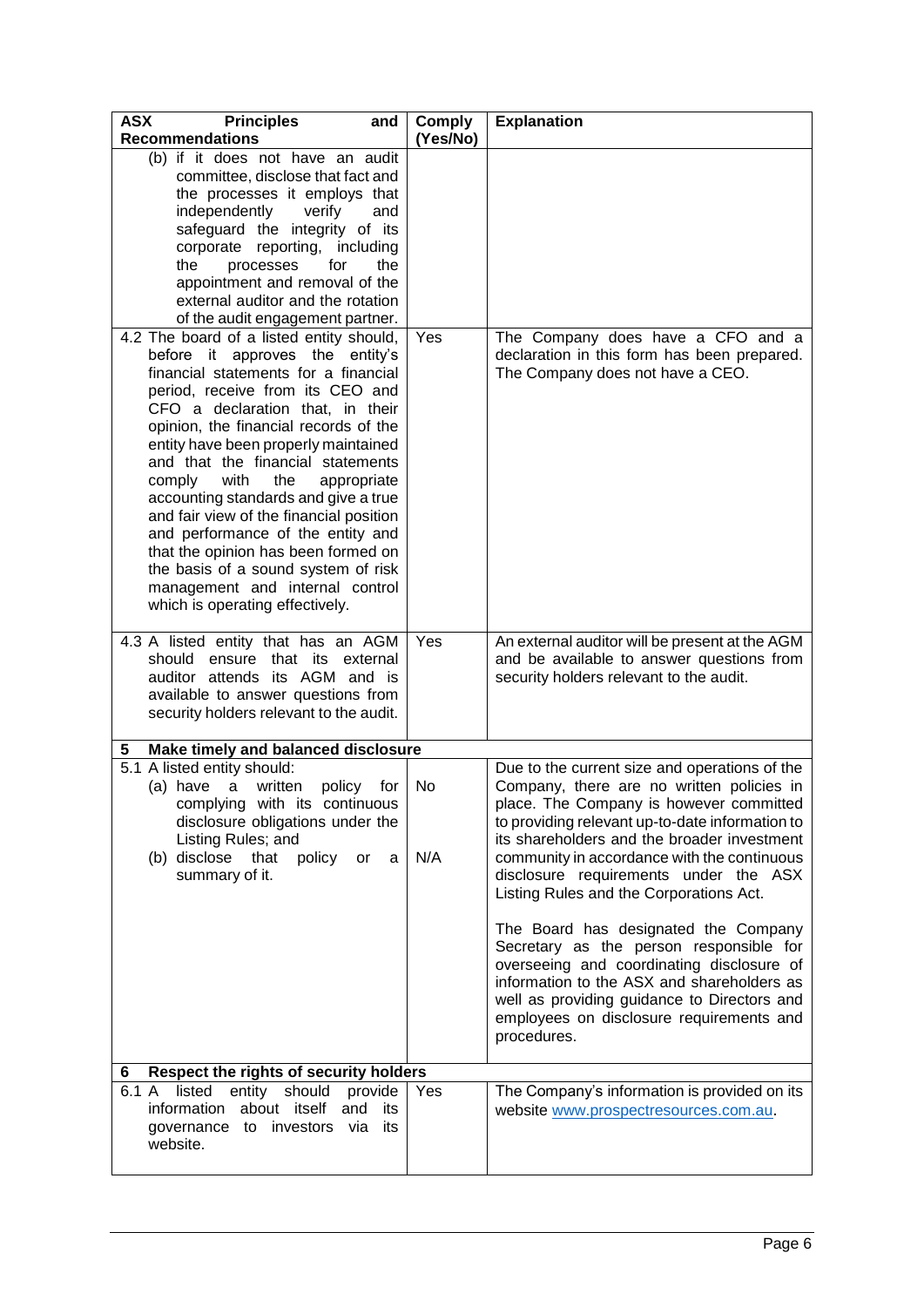| ASX Principles and Recommendations | Comply (Yes/No) | Explanation |
|---|---|---|
| (b) if it does not have an audit committee, disclose that fact and the processes it employs that independently verify and safeguard the integrity of its corporate reporting, including the processes for the appointment and removal of the external auditor and the rotation of the audit engagement partner. | | |
| 4.2 The board of a listed entity should, before it approves the entity's financial statements for a financial period, receive from its CEO and CFO a declaration that, in their opinion, the financial records of the entity have been properly maintained and that the financial statements comply with the appropriate accounting standards and give a true and fair view of the financial position and performance of the entity and that the opinion has been formed on the basis of a sound system of risk management and internal control which is operating effectively. | Yes | The Company does have a CFO and a declaration in this form has been prepared. The Company does not have a CEO. |
| 4.3 A listed entity that has an AGM should ensure that its external auditor attends its AGM and is available to answer questions from security holders relevant to the audit. | Yes | An external auditor will be present at the AGM and be available to answer questions from security holders relevant to the audit. |
| **5 Make timely and balanced disclosure** | | |
| 5.1 A listed entity should:<br>(a) have a written policy for complying with its continuous disclosure obligations under the Listing Rules; and<br>(b) disclose that policy or a summary of it. | No<br><br><br>N/A | Due to the current size and operations of the Company, there are no written policies in place. The Company is however committed to providing relevant up-to-date information to its shareholders and the broader investment community in accordance with the continuous disclosure requirements under the ASX Listing Rules and the Corporations Act.<br><br>The Board has designated the Company Secretary as the person responsible for overseeing and coordinating disclosure of information to the ASX and shareholders as well as providing guidance to Directors and employees on disclosure requirements and procedures. |
| **6 Respect the rights of security holders** | | |
| 6.1 A listed entity should provide information about itself and its governance to investors via its website. | Yes | The Company's information is provided on its website www.prospectresources.com.au. |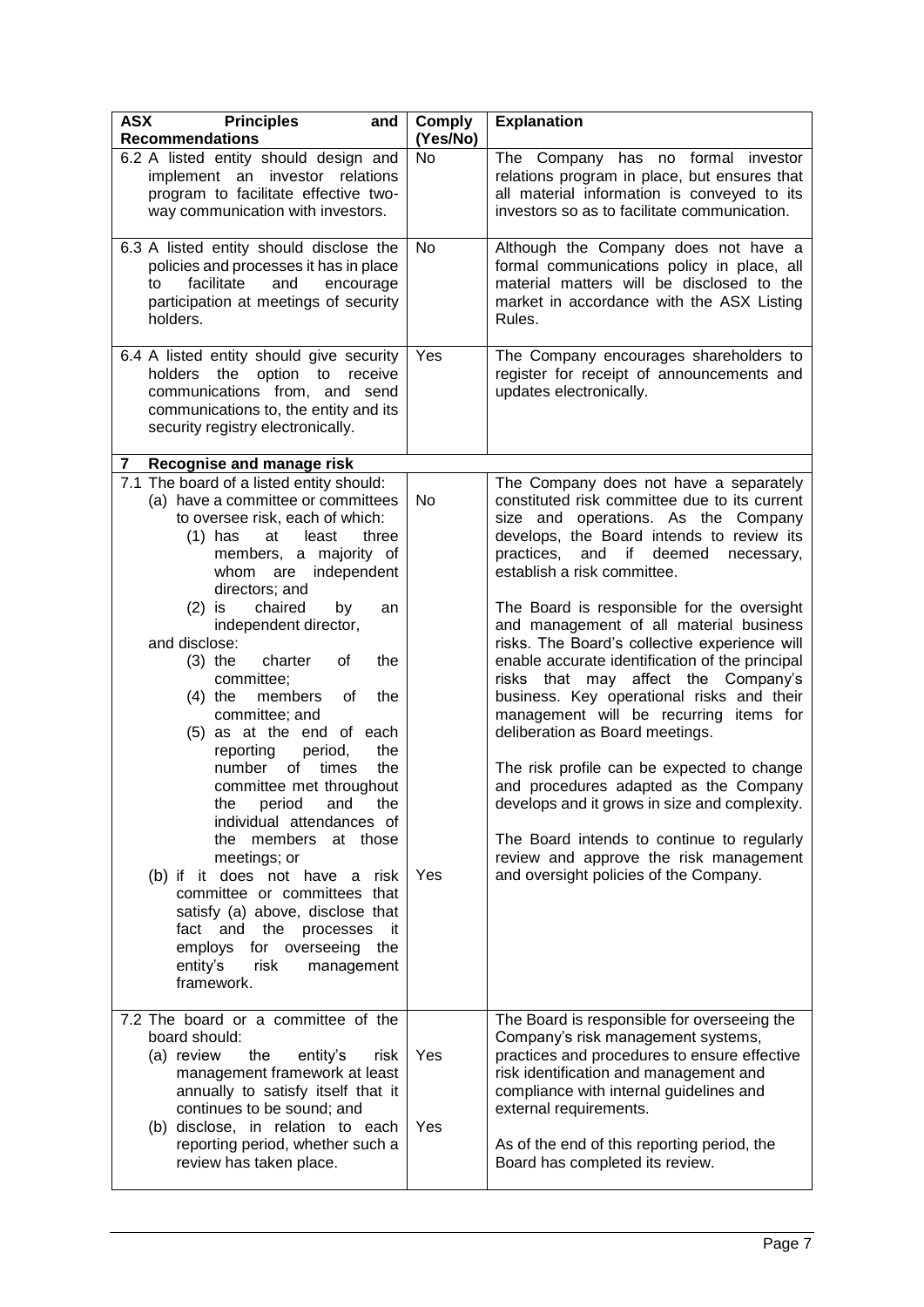| ASX Principles and Recommendations | Comply (Yes/No) | Explanation |
|---|---|---|
| 6.2 A listed entity should design and implement an investor relations program to facilitate effective two-way communication with investors. | No | The Company has no formal investor relations program in place, but ensures that all material information is conveyed to its investors so as to facilitate communication. |
| 6.3 A listed entity should disclose the policies and processes it has in place to facilitate and encourage participation at meetings of security holders. | No | Although the Company does not have a formal communications policy in place, all material matters will be disclosed to the market in accordance with the ASX Listing Rules. |
| 6.4 A listed entity should give security holders the option to receive communications from, and send communications to, the entity and its security registry electronically. | Yes | The Company encourages shareholders to register for receipt of announcements and updates electronically. |
| **7 Recognise and manage risk** | | |
| 7.1 The board of a listed entity should:<br>(a) have a committee or committees to oversee risk, each of which:<br>(1) has at least three members, a majority of whom are independent directors; and<br>(2) is chaired by an independent director,<br>and disclose:<br>(3) the charter of the committee;<br>(4) the members of the committee; and<br>(5) as at the end of each reporting period, the number of times the committee met throughout the period and the individual attendances of the members at those meetings; or<br>(b) if it does not have a risk committee or committees that satisfy (a) above, disclose that fact and the processes it employs for overseeing the entity's risk management framework. | (a) No<br>(b) Yes | The Company does not have a separately constituted risk committee due to its current size and operations. As the Company develops, the Board intends to review its practices, and if deemed necessary, establish a risk committee.<br><br>The Board is responsible for the oversight and management of all material business risks. The Board's collective experience will enable accurate identification of the principal risks that may affect the Company's business. Key operational risks and their management will be recurring items for deliberation as Board meetings.<br><br>The risk profile can be expected to change and procedures adapted as the Company develops and it grows in size and complexity.<br><br>The Board intends to continue to regularly review and approve the risk management and oversight policies of the Company. |
| 7.2 The board or a committee of the board should:<br>(a) review the entity's risk management framework at least annually to satisfy itself that it continues to be sound; and<br>(b) disclose, in relation to each reporting period, whether such a review has taken place. | (a) Yes<br>(b) Yes | The Board is responsible for overseeing the Company's risk management systems, practices and procedures to ensure effective risk identification and management and compliance with internal guidelines and external requirements.<br><br>As of the end of this reporting period, the Board has completed its review. |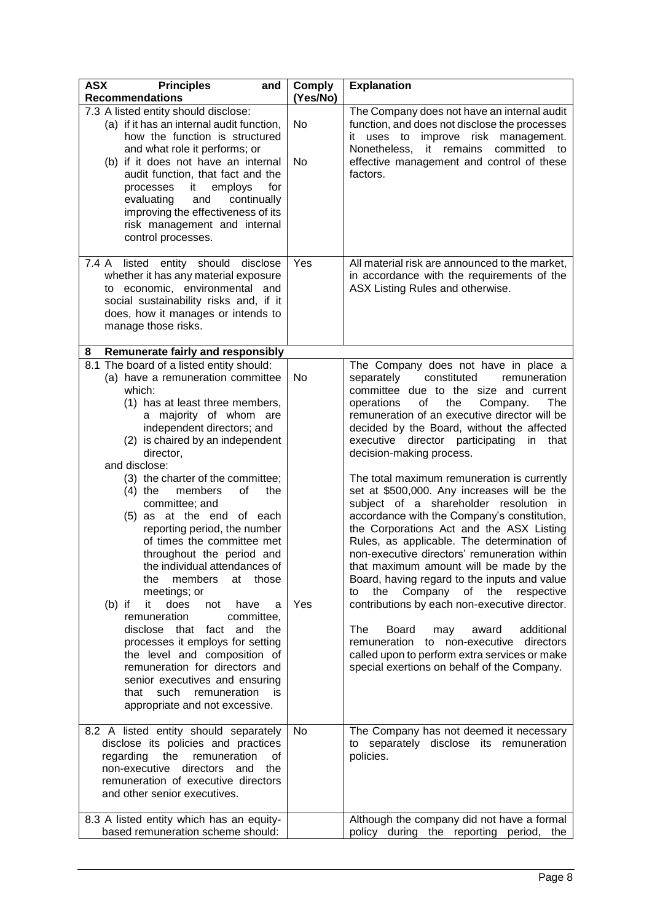| ASX Principles and Recommendations | Comply (Yes/No) | Explanation |
|---|---|---|
| 7.3 A listed entity should disclose:<br>(a) if it has an internal audit function, how the function is structured and what role it performs; or<br>(b) if it does not have an internal audit function, that fact and the processes it employs for evaluating and continually improving the effectiveness of its risk management and internal control processes. | No<br><br>No | The Company does not have an internal audit function, and does not disclose the processes it uses to improve risk management. Nonetheless, it remains committed to effective management and control of these factors. |
| 7.4 A listed entity should disclose whether it has any material exposure to economic, environmental and social sustainability risks and, if it does, how it manages or intends to manage those risks. | Yes | All material risk are announced to the market, in accordance with the requirements of the ASX Listing Rules and otherwise. |
| **8 Remunerate fairly and responsibly** | | |
| 8.1 The board of a listed entity should:<br>(a) have a remuneration committee which:<br>(1) has at least three members, a majority of whom are independent directors; and<br>(2) is chaired by an independent director,<br>and disclose:<br>(3) the charter of the committee;<br>(4) the members of the committee; and<br>(5) as at the end of each reporting period, the number of times the committee met throughout the period and the individual attendances of the members at those meetings; or<br>(b) if it does not have a remuneration committee, disclose that fact and the processes it employs for setting the level and composition of remuneration for directors and senior executives and ensuring that such remuneration is appropriate and not excessive. | No<br><br><br><br><br><br><br><br><br><br>Yes | The Company does not have in place a separately constituted remuneration committee due to the size and current operations of the Company. The remuneration of an executive director will be decided by the Board, without the affected executive director participating in that decision-making process.<br><br>The total maximum remuneration is currently set at $500,000. Any increases will be the subject of a shareholder resolution in accordance with the Company's constitution, the Corporations Act and the ASX Listing Rules, as applicable. The determination of non-executive directors' remuneration within that maximum amount will be made by the Board, having regard to the inputs and value to the Company of the respective contributions by each non-executive director.<br><br>The Board may award additional remuneration to non-executive directors called upon to perform extra services or make special exertions on behalf of the Company. |
| 8.2 A listed entity should separately disclose its policies and practices regarding the remuneration of non-executive directors and the remuneration of executive directors and other senior executives. | No | The Company has not deemed it necessary to separately disclose its remuneration policies. |
| 8.3 A listed entity which has an equity-based remuneration scheme should: | | Although the company did not have a formal policy during the reporting period, the |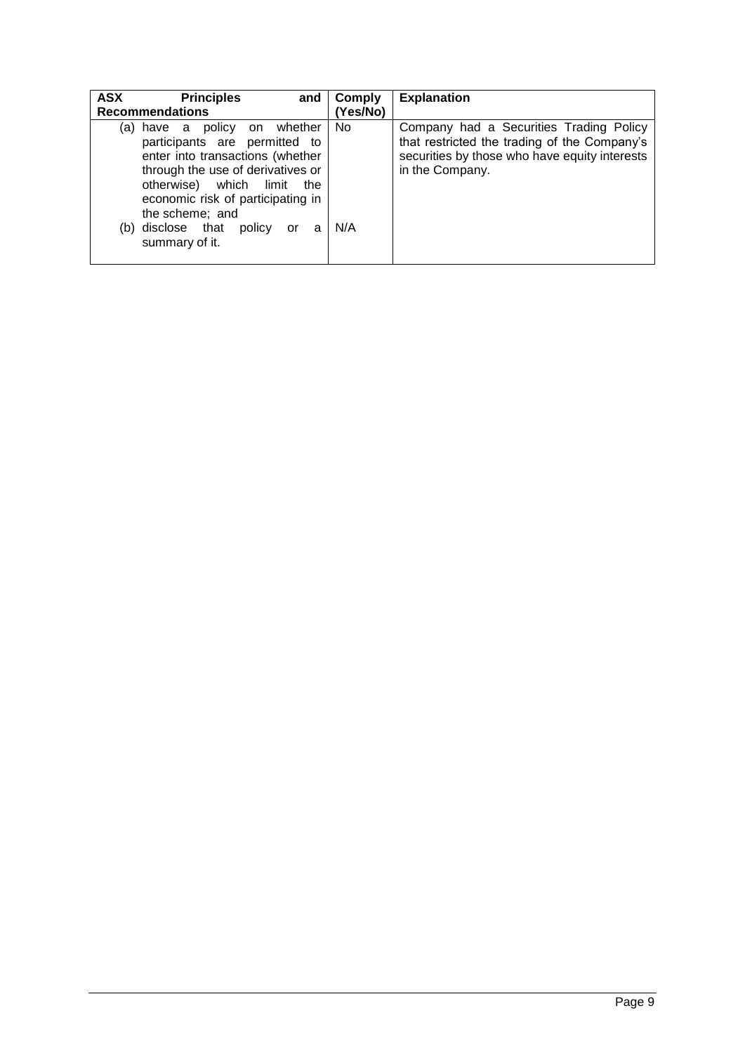| ASX Principles and Recommendations | Comply (Yes/No) | Explanation |
| --- | --- | --- |
| (a) have a policy on whether participants are permitted to enter into transactions (whether through the use of derivatives or otherwise) which limit the economic risk of participating in the scheme; and | No | Company had a Securities Trading Policy that restricted the trading of the Company's securities by those who have equity interests in the Company. |
| (b) disclose that policy or a summary of it. | N/A | |